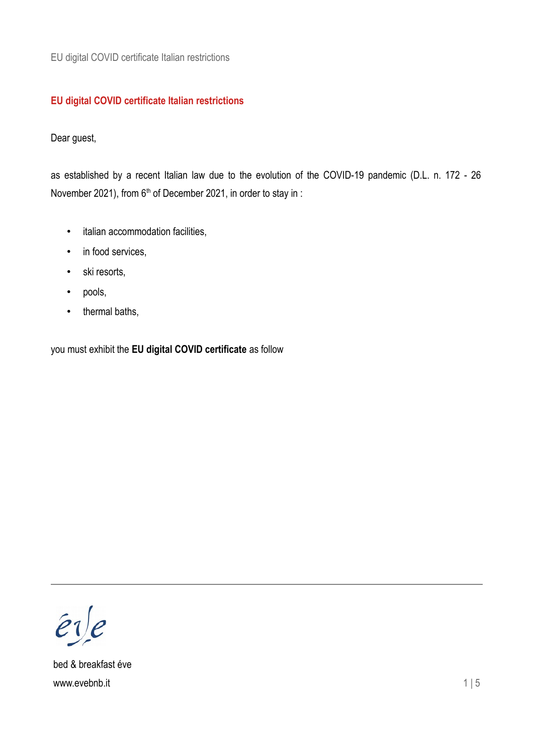## EU digital COVID certificate Italian restrictions

Dear guest,

as established by a recent Italian law due to the evolution of the COVID-19 pandemic (D.L. n. 172 - 26 November 2021), from 6th of December 2021, in order to stay in :

- italian accommodation facilities,
- in food services,
- ski resorts,
- pools,
- thermal baths,

you must exhibit the **EU digital COVID certificate** as follow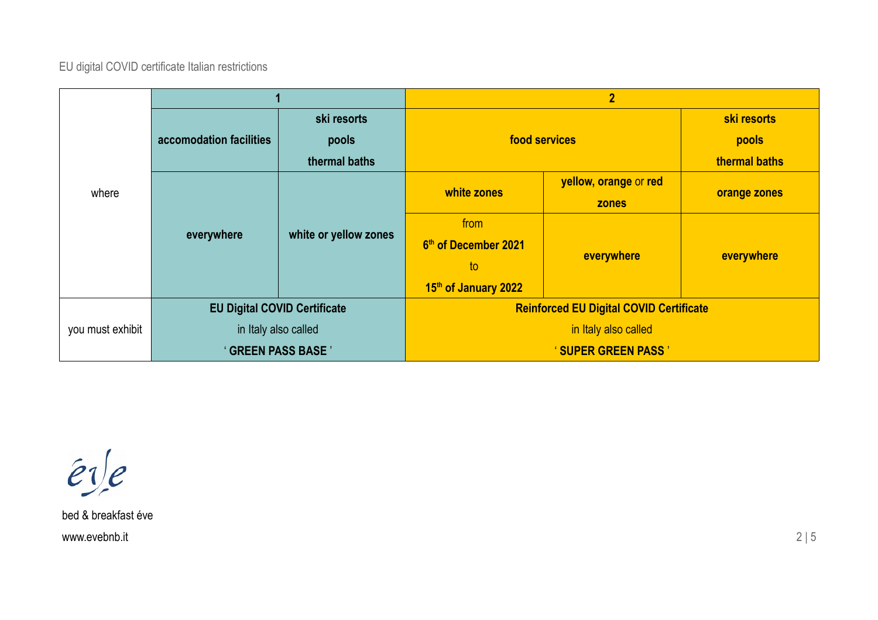EU digital COVID certificate Italian restrictions

| | **1** | | **2** | | |
|---|---|---|---|---|---|
| where | **accomodation facilities** | **ski resorts pools thermal baths** | **food services** | | **ski resorts pools thermal baths** |
| | | | **white zones** | **yellow, orange** or **red zones** | **orange zones** |
| | **everywhere** | **white or yellow zones** | from **6th of December 2021** to **15th of January 2022** | **everywhere** | **everywhere** |
| you must exhibit | **EU Digital COVID Certificate** in Italy also called ' **GREEN PASS BASE** ' | | **Reinforced EU Digital COVID Certificate** in Italy also called ' **SUPER GREEN PASS** ' | | |

bed & breakfast éve

www.evebnb.it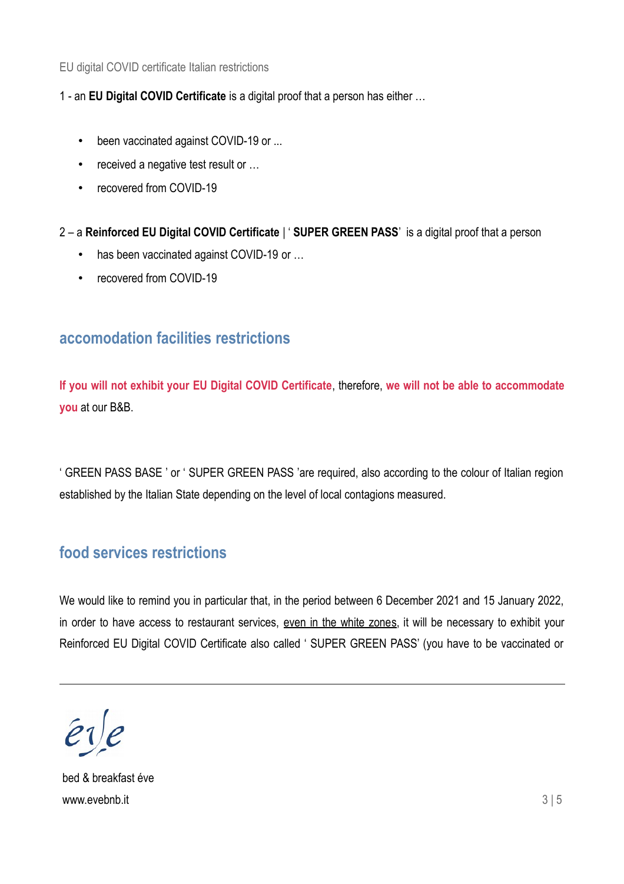EU digital COVID certificate Italian restrictions

1 - an **EU Digital COVID Certificate** is a digital proof that a person has either …

- been vaccinated against COVID-19 or ...
- received a negative test result or …
- recovered from COVID-19

2 – a **Reinforced EU Digital COVID Certificate** | ' **SUPER GREEN PASS**' is a digital proof that a person

- has been vaccinated against COVID-19 or …
- recovered from COVID-19

## accomodation facilities restrictions

**If you will not exhibit your EU Digital COVID Certificate**, therefore, **we will not be able to accommodate you** at our B&B.

' GREEN PASS BASE ' or ' SUPER GREEN PASS 'are required, also according to the colour of Italian region established by the Italian State depending on the level of local contagions measured.

## food services restrictions

We would like to remind you in particular that, in the period between 6 December 2021 and 15 January 2022, in order to have access to restaurant services, even in the white zones, it will be necessary to exhibit your Reinforced EU Digital COVID Certificate also called ' SUPER GREEN PASS' (you have to be vaccinated or

bed & breakfast éve
www.evebnb.it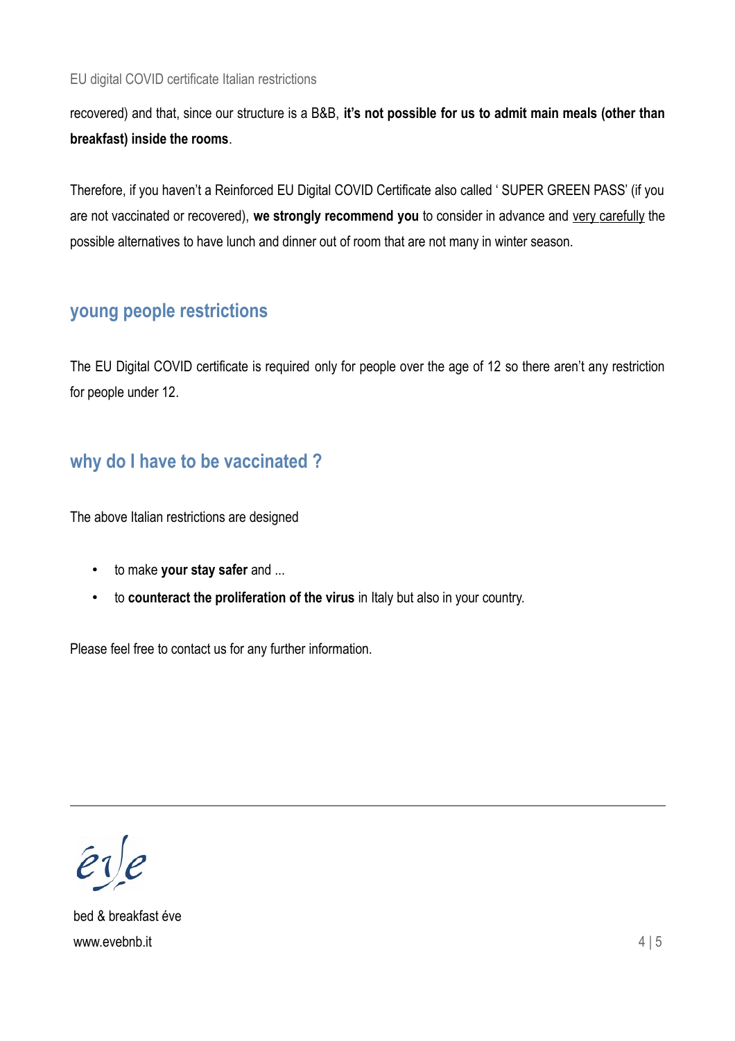recovered) and that, since our structure is a B&B, **it's not possible for us to admit main meals (other than breakfast) inside the rooms**.

Therefore, if you haven't a Reinforced EU Digital COVID Certificate also called ' SUPER GREEN PASS' (if you are not vaccinated or recovered), **we strongly recommend you** to consider in advance and <u>very carefully</u> the possible alternatives to have lunch and dinner out of room that are not many in winter season.

## young people restrictions

The EU Digital COVID certificate is required only for people over the age of 12 so there aren't any restriction for people under 12.

## why do I have to be vaccinated ?

The above Italian restrictions are designed

- to make **your stay safer** and ...
- to **counteract the proliferation of the virus** in Italy but also in your country.

Please feel free to contact us for any further information.

bed & breakfast éve
www.evebnb.it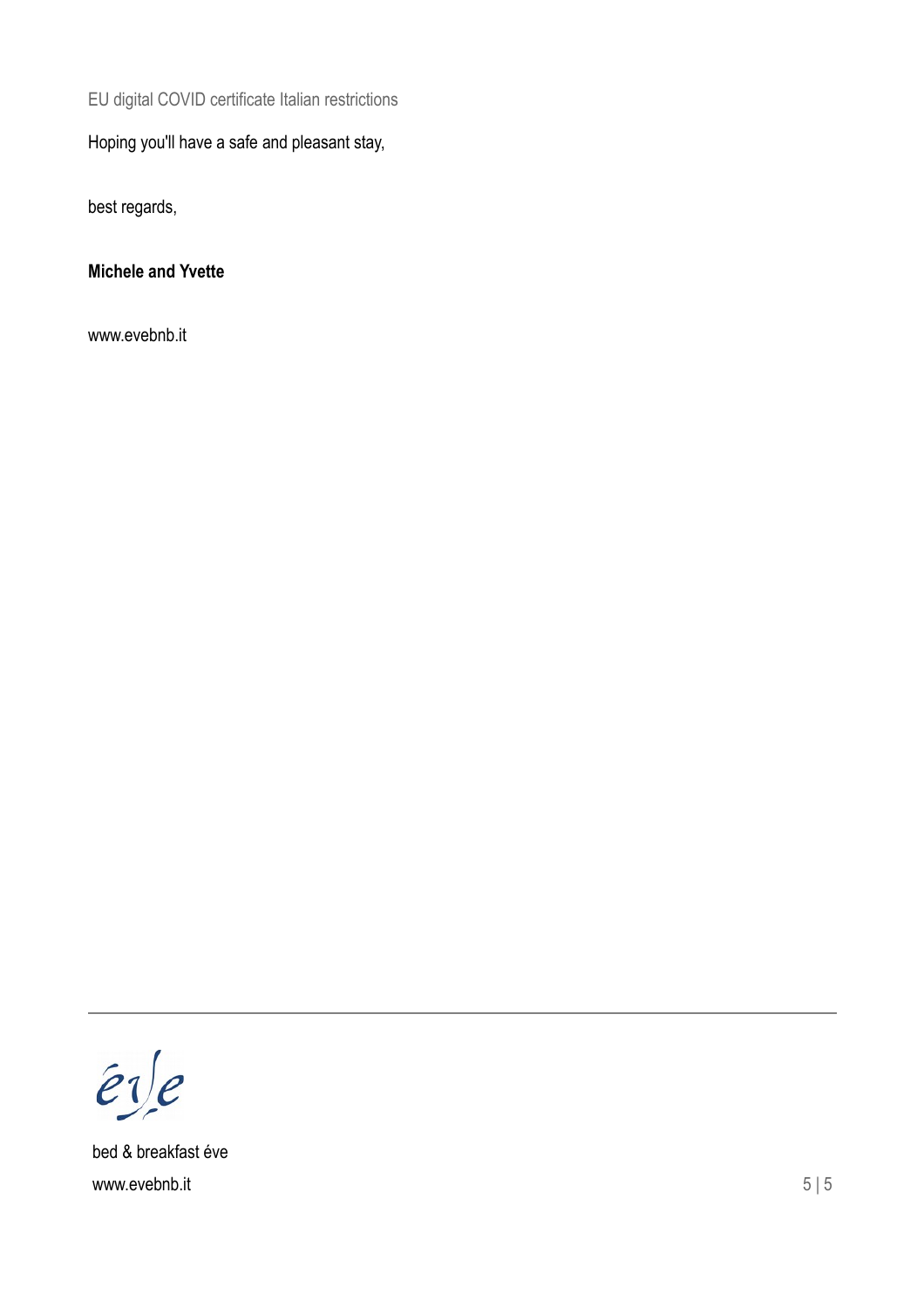EU digital COVID certificate Italian restrictions

Hoping you'll have a safe and pleasant stay,

best regards,

**Michele and Yvette**

www.evebnb.it